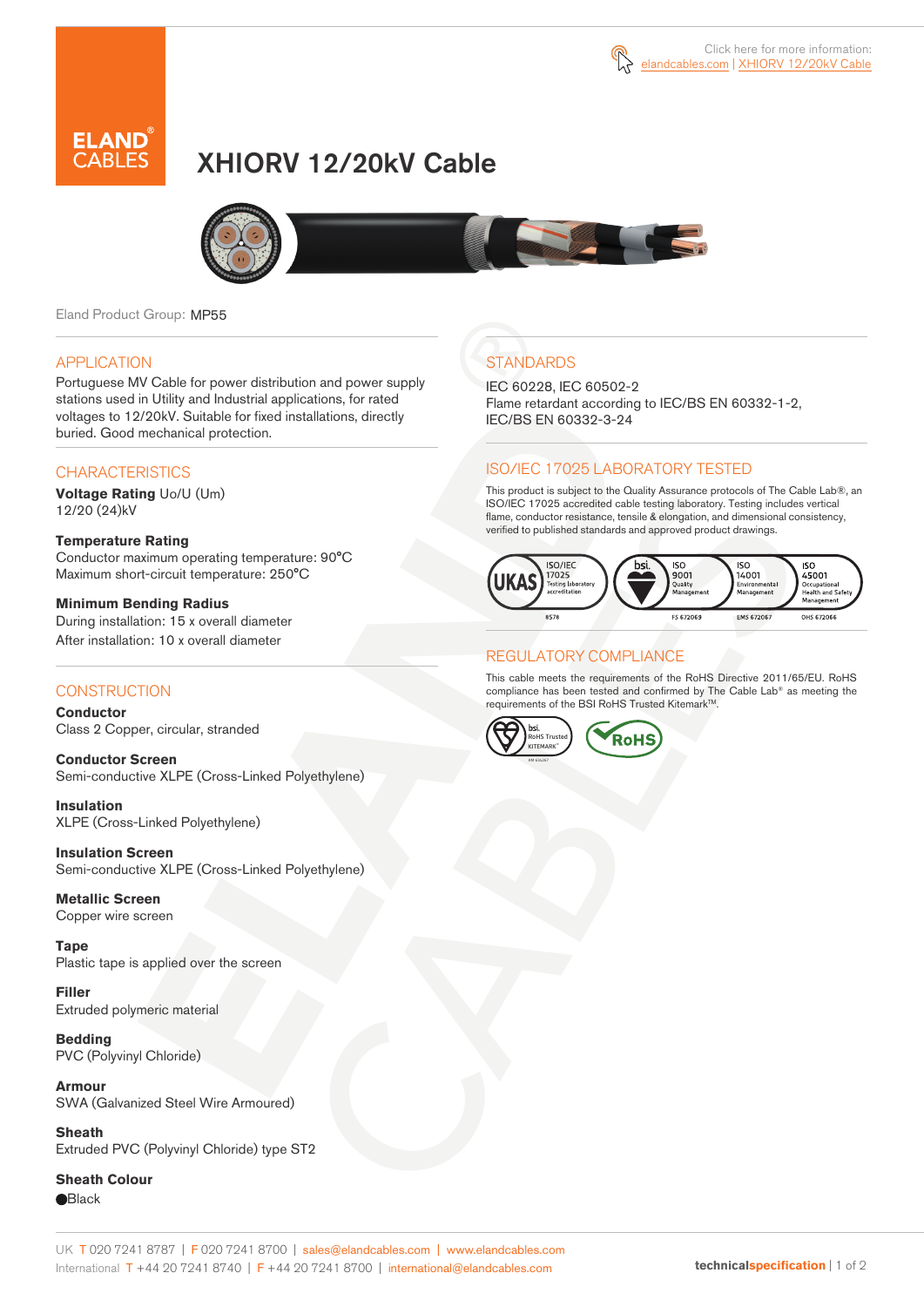Click here for more information: elandcables.com | XHIORV 12/20kV Cable

# XHIORV 12/20kV Cable

Eland Product Group: MP55

## APPLICATION

Portuguese MV Cable for power distribution and power supply stations used in Utility and Industrial applications, for rated voltages to 12/20kV. Suitable for fixed installations, directly buried. Good mechanical protection.

## CHARACTERISTICS

**Voltage Rating** Uo/U (Um)
12/20 (24)kV

**Temperature Rating**
Conductor maximum operating temperature: 90°C
Maximum short-circuit temperature: 250°C

**Minimum Bending Radius**
During installation: 15 x overall diameter
After installation: 10 x overall diameter

## CONSTRUCTION

**Conductor**
Class 2 Copper, circular, stranded

**Conductor Screen**
Semi-conductive XLPE (Cross-Linked Polyethylene)

**Insulation**
XLPE (Cross-Linked Polyethylene)

**Insulation Screen**
Semi-conductive XLPE (Cross-Linked Polyethylene)

**Metallic Screen**
Copper wire screen

**Tape**
Plastic tape is applied over the screen

**Filler**
Extruded polymeric material

**Bedding**
PVC (Polyvinyl Chloride)

**Armour**
SWA (Galvanized Steel Wire Armoured)

**Sheath**
Extruded PVC (Polyvinyl Chloride) type ST2

**Sheath Colour**
● Black

## STANDARDS

IEC 60228, IEC 60502-2
Flame retardant according to IEC/BS EN 60332-1-2, IEC/BS EN 60332-3-24

## ISO/IEC 17025 LABORATORY TESTED

This product is subject to the Quality Assurance protocols of The Cable Lab®, an ISO/IEC 17025 accredited cable testing laboratory. Testing includes vertical flame, conductor resistance, tensile & elongation, and dimensional consistency, verified to published standards and approved product drawings.

UKAS ISO/IEC 17025 Testing laboratory accreditation 8578 | bsi. ISO 9001 Quality Management FS 672069 | ISO 14001 Environmental Management EMS 672067 | ISO 45001 Occupational Health and Safety Management OHS 672066

## REGULATORY COMPLIANCE

This cable meets the requirements of the RoHS Directive 2011/65/EU. RoHS compliance has been tested and confirmed by The Cable Lab® as meeting the requirements of the BSI RoHS Trusted Kitemark™.

bsi. RoHS Trusted KITEMARK™ KM 636267 | RoHS

UK T 020 7241 8787 | F 020 7241 8700 | sales@elandcables.com | www.elandcables.com
International T +44 20 7241 8740 | F +44 20 7241 8700 | international@elandcables.com

technicalspecification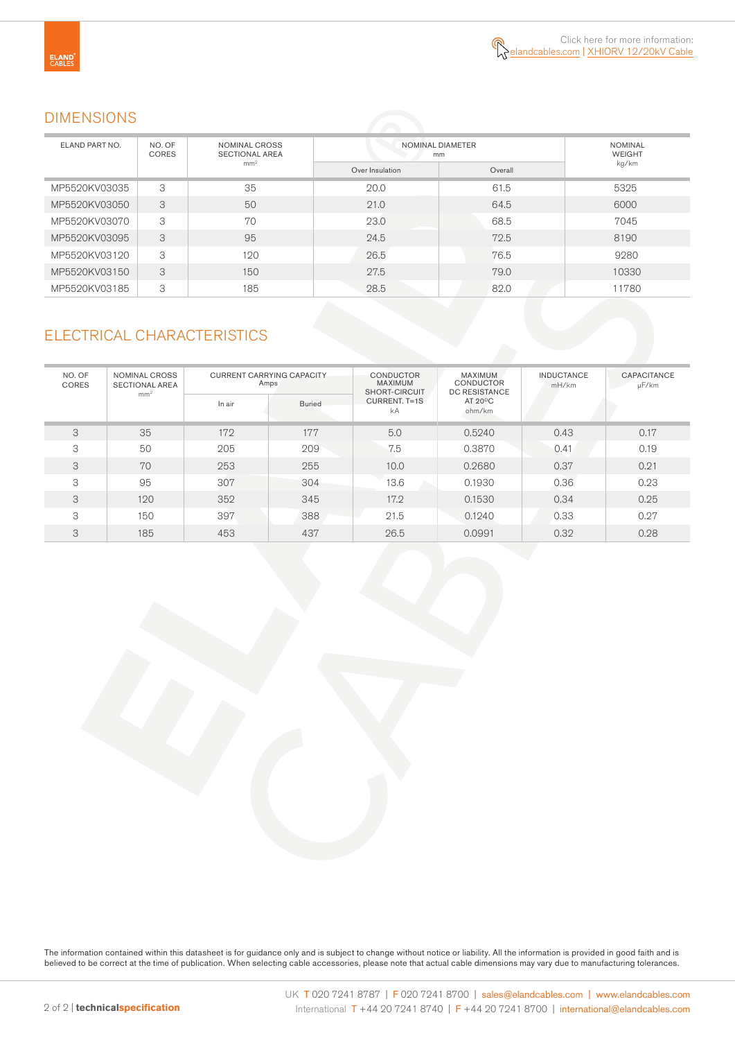Click here for more information: elandcables.com | XHIORV 12/20kV Cable

## DIMENSIONS

| ELAND PART NO. | NO. OF CORES | NOMINAL CROSS SECTIONAL AREA mm² | NOMINAL DIAMETER mm | | NOMINAL WEIGHT kg/km |
|---|---|---|---|---|---|
| | | | Over Insulation | Overall | |
| MP5520KV03035 | 3 | 35 | 20.0 | 61.5 | 5325 |
| MP5520KV03050 | 3 | 50 | 21.0 | 64.5 | 6000 |
| MP5520KV03070 | 3 | 70 | 23.0 | 68.5 | 7045 |
| MP5520KV03095 | 3 | 95 | 24.5 | 72.5 | 8190 |
| MP5520KV03120 | 3 | 120 | 26.5 | 76.5 | 9280 |
| MP5520KV03150 | 3 | 150 | 27.5 | 79.0 | 10330 |
| MP5520KV03185 | 3 | 185 | 28.5 | 82.0 | 11780 |

## ELECTRICAL CHARACTERISTICS

| NO. OF CORES | NOMINAL CROSS SECTIONAL AREA mm² | CURRENT CARRYING CAPACITY Amps | | CONDUCTOR MAXIMUM SHORT-CIRCUIT CURRENT. T=1S kA | MAXIMUM CONDUCTOR DC RESISTANCE AT 20ºC ohm/km | INDUCTANCE mH/km | CAPACITANCE µF/km |
|---|---|---|---|---|---|---|---|
| | | In air | Buried | | | | |
| 3 | 35 | 172 | 177 | 5.0 | 0.5240 | 0.43 | 0.17 |
| 3 | 50 | 205 | 209 | 7.5 | 0.3870 | 0.41 | 0.19 |
| 3 | 70 | 253 | 255 | 10.0 | 0.2680 | 0.37 | 0.21 |
| 3 | 95 | 307 | 304 | 13.6 | 0.1930 | 0.36 | 0.23 |
| 3 | 120 | 352 | 345 | 17.2 | 0.1530 | 0.34 | 0.25 |
| 3 | 150 | 397 | 388 | 21.5 | 0.1240 | 0.33 | 0.27 |
| 3 | 185 | 453 | 437 | 26.5 | 0.0991 | 0.32 | 0.28 |

The information contained within this datasheet is for guidance only and is subject to change without notice or liability. All the information is provided in good faith and is believed to be correct at the time of publication. When selecting cable accessories, please note that actual cable dimensions may vary due to manufacturing tolerances.

UK T 020 7241 8787 | F 020 7241 8700 | sales@elandcables.com | www.elandcables.com
International T +44 20 7241 8740 | F +44 20 7241 8700 | international@elandcables.com